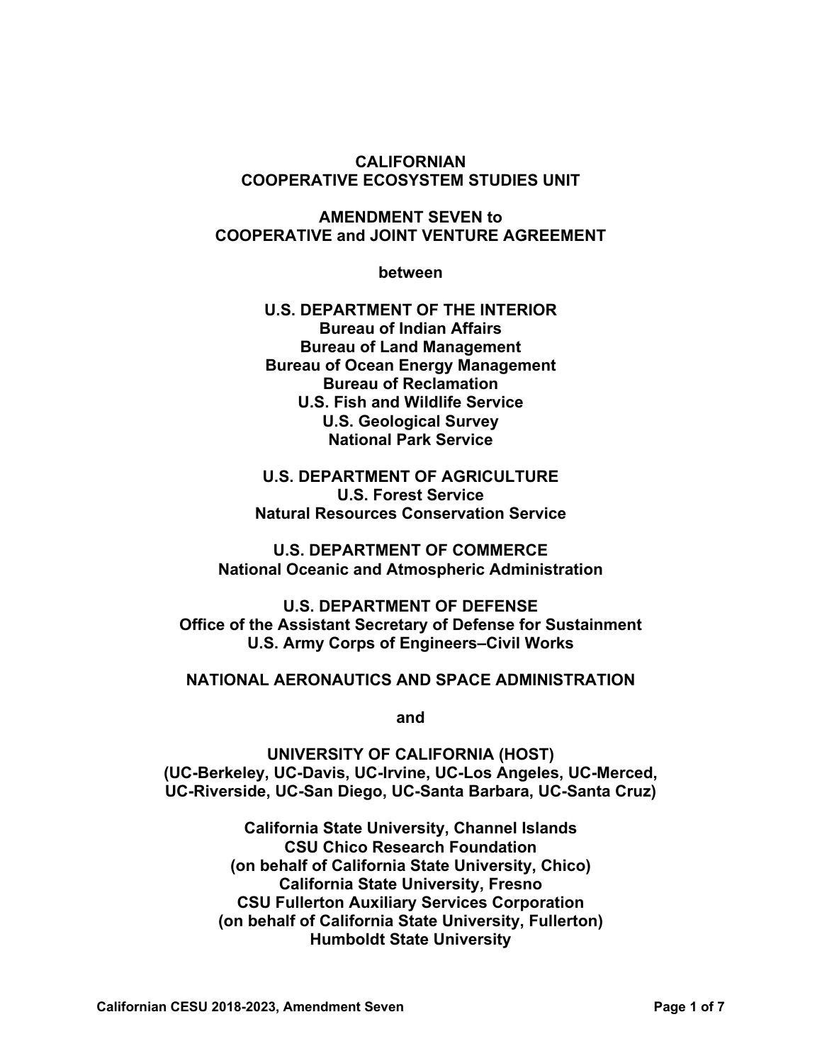**CALIFORNIAN**
**COOPERATIVE ECOSYSTEM STUDIES UNIT**

**AMENDMENT SEVEN to**
**COOPERATIVE and JOINT VENTURE AGREEMENT**

**between**

**U.S. DEPARTMENT OF THE INTERIOR**
**Bureau of Indian Affairs**
**Bureau of Land Management**
**Bureau of Ocean Energy Management**
**Bureau of Reclamation**
**U.S. Fish and Wildlife Service**
**U.S. Geological Survey**
**National Park Service**

**U.S. DEPARTMENT OF AGRICULTURE**
**U.S. Forest Service**
**Natural Resources Conservation Service**

**U.S. DEPARTMENT OF COMMERCE**
**National Oceanic and Atmospheric Administration**

**U.S. DEPARTMENT OF DEFENSE**
**Office of the Assistant Secretary of Defense for Sustainment**
**U.S. Army Corps of Engineers–Civil Works**

**NATIONAL AERONAUTICS AND SPACE ADMINISTRATION**

**and**

**UNIVERSITY OF CALIFORNIA (HOST)**
**(UC-Berkeley, UC-Davis, UC-Irvine, UC-Los Angeles, UC-Merced, UC-Riverside, UC-San Diego, UC-Santa Barbara, UC-Santa Cruz)**

**California State University, Channel Islands**
**CSU Chico Research Foundation**
**(on behalf of California State University, Chico)**
**California State University, Fresno**
**CSU Fullerton Auxiliary Services Corporation**
**(on behalf of California State University, Fullerton)**
**Humboldt State University**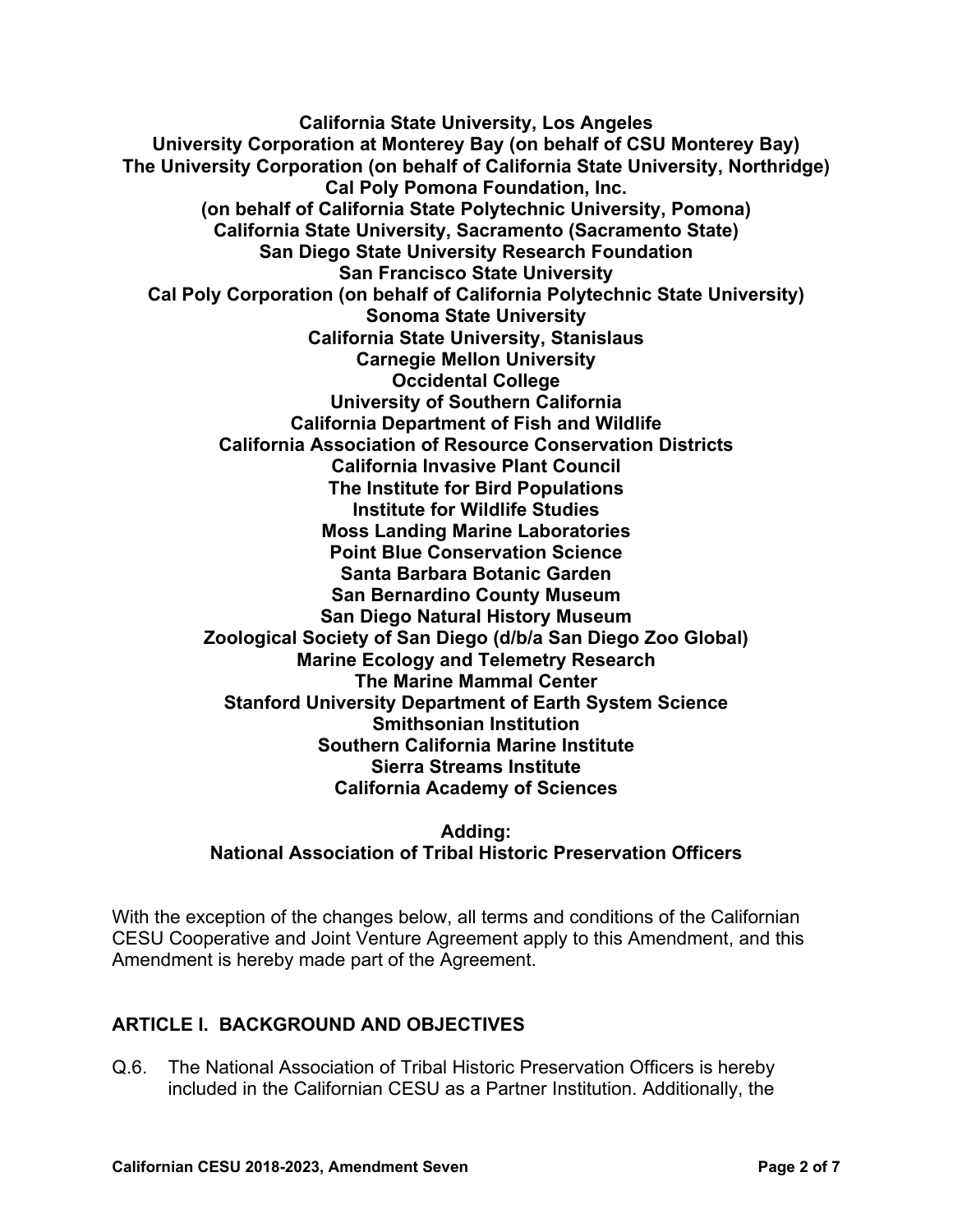**California State University, Los Angeles**
**University Corporation at Monterey Bay (on behalf of CSU Monterey Bay)**
**The University Corporation (on behalf of California State University, Northridge)**
**Cal Poly Pomona Foundation, Inc.**
**(on behalf of California State Polytechnic University, Pomona)**
**California State University, Sacramento (Sacramento State)**
**San Diego State University Research Foundation**
**San Francisco State University**
**Cal Poly Corporation (on behalf of California Polytechnic State University)**
**Sonoma State University**
**California State University, Stanislaus**
**Carnegie Mellon University**
**Occidental College**
**University of Southern California**
**California Department of Fish and Wildlife**
**California Association of Resource Conservation Districts**
**California Invasive Plant Council**
**The Institute for Bird Populations**
**Institute for Wildlife Studies**
**Moss Landing Marine Laboratories**
**Point Blue Conservation Science**
**Santa Barbara Botanic Garden**
**San Bernardino County Museum**
**San Diego Natural History Museum**
**Zoological Society of San Diego (d/b/a San Diego Zoo Global)**
**Marine Ecology and Telemetry Research**
**The Marine Mammal Center**
**Stanford University Department of Earth System Science**
**Smithsonian Institution**
**Southern California Marine Institute**
**Sierra Streams Institute**
**California Academy of Sciences**

**Adding:**
**National Association of Tribal Historic Preservation Officers**

With the exception of the changes below, all terms and conditions of the Californian CESU Cooperative and Joint Venture Agreement apply to this Amendment, and this Amendment is hereby made part of the Agreement.

## ARTICLE I. BACKGROUND AND OBJECTIVES

Q.6. The National Association of Tribal Historic Preservation Officers is hereby included in the Californian CESU as a Partner Institution. Additionally, the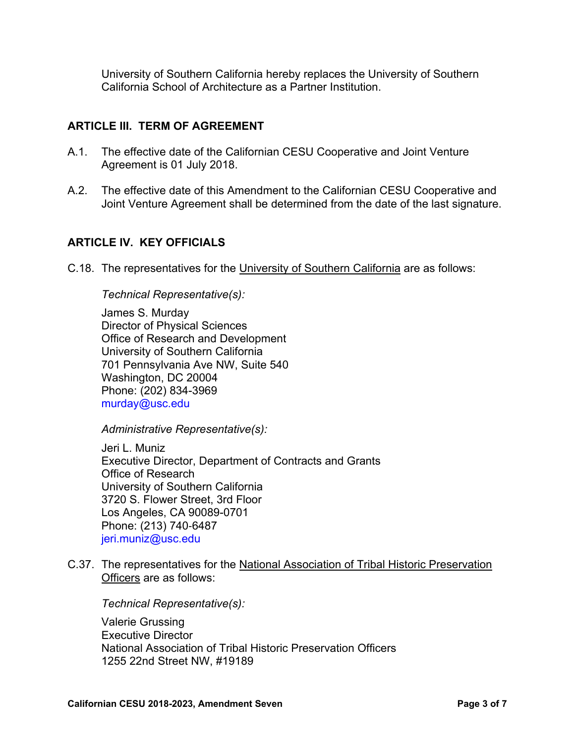University of Southern California hereby replaces the University of Southern California School of Architecture as a Partner Institution.

## ARTICLE III. TERM OF AGREEMENT

A.1. The effective date of the Californian CESU Cooperative and Joint Venture Agreement is 01 July 2018.

A.2. The effective date of this Amendment to the Californian CESU Cooperative and Joint Venture Agreement shall be determined from the date of the last signature.

## ARTICLE IV. KEY OFFICIALS

C.18. The representatives for the University of Southern California are as follows:

*Technical Representative(s):*

James S. Murday
Director of Physical Sciences
Office of Research and Development
University of Southern California
701 Pennsylvania Ave NW, Suite 540
Washington, DC 20004
Phone: (202) 834-3969
murday@usc.edu

*Administrative Representative(s):*

Jeri L. Muniz
Executive Director, Department of Contracts and Grants
Office of Research
University of Southern California
3720 S. Flower Street, 3rd Floor
Los Angeles, CA 90089-0701
Phone: (213) 740-6487
jeri.muniz@usc.edu

C.37. The representatives for the National Association of Tribal Historic Preservation Officers are as follows:

*Technical Representative(s):*

Valerie Grussing
Executive Director
National Association of Tribal Historic Preservation Officers
1255 22nd Street NW, #19189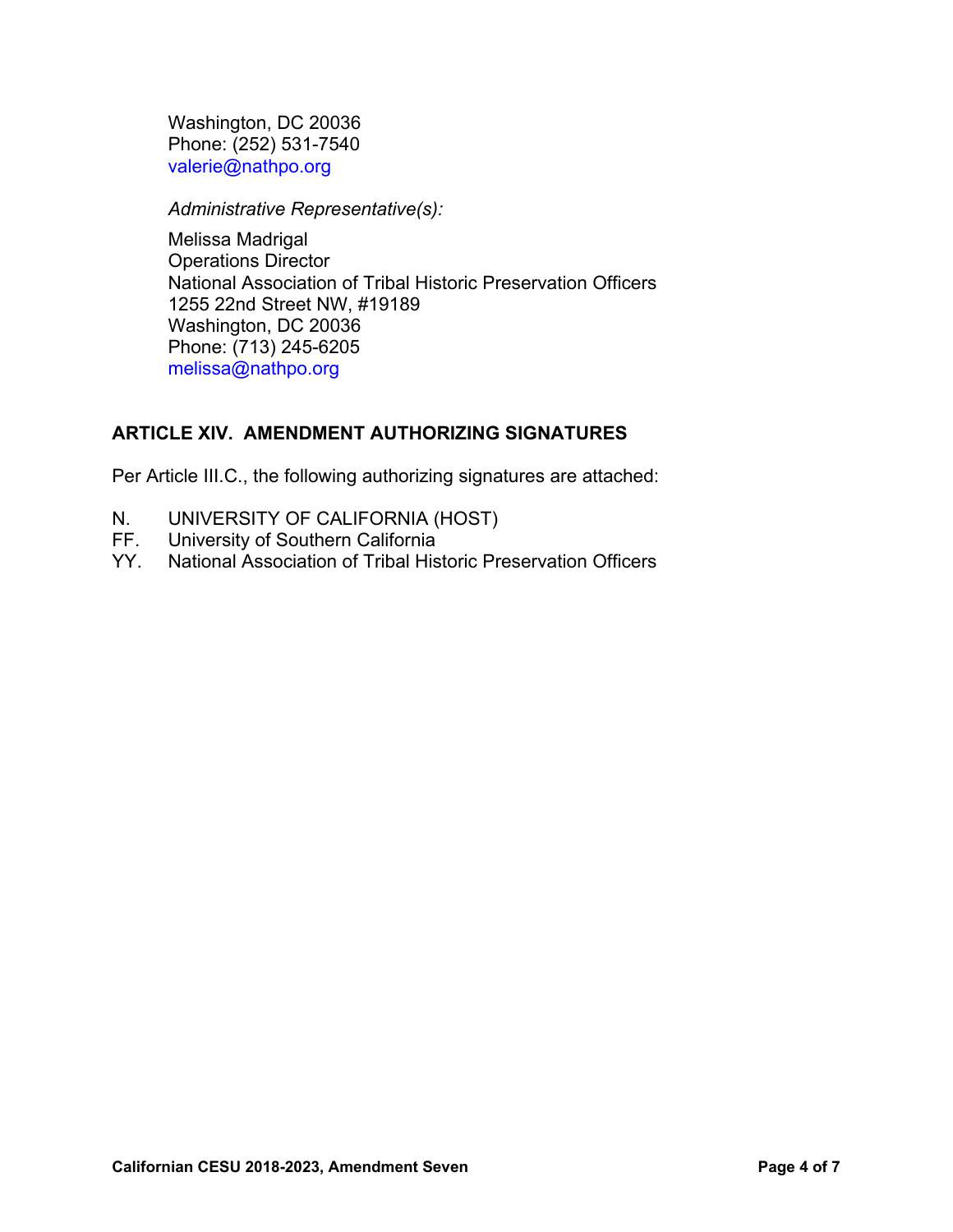Washington, DC 20036
Phone: (252) 531-7540
valerie@nathpo.org

*Administrative Representative(s):*

Melissa Madrigal
Operations Director
National Association of Tribal Historic Preservation Officers
1255 22nd Street NW, #19189
Washington, DC 20036
Phone: (713) 245-6205
melissa@nathpo.org

## ARTICLE XIV. AMENDMENT AUTHORIZING SIGNATURES

Per Article III.C., the following authorizing signatures are attached:

N. UNIVERSITY OF CALIFORNIA (HOST)
FF. University of Southern California
YY. National Association of Tribal Historic Preservation Officers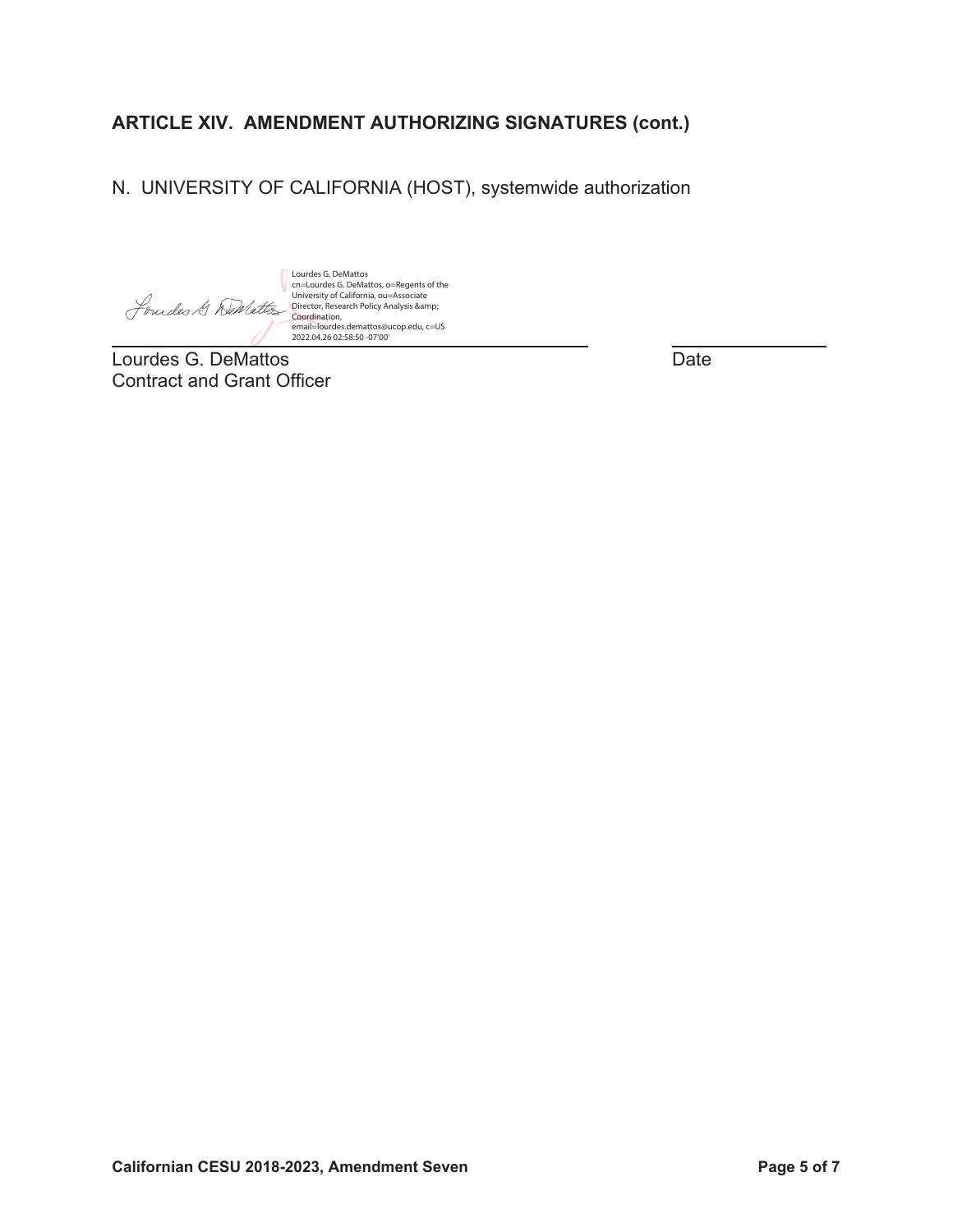## ARTICLE XIV. AMENDMENT AUTHORIZING SIGNATURES (cont.)

N. UNIVERSITY OF CALIFORNIA (HOST), systemwide authorization

Lourdes G. DeMattos
cn=Lourdes G. DeMattos, o=Regents of the University of California, ou=Associate Director, Research Policy Analysis &amp; Coordination, email=lourdes.demattos@ucop.edu, c=US
2022.04.26 02:58:50 -07'00'

Lourdes G. DeMattos
Contract and Grant Officer

Date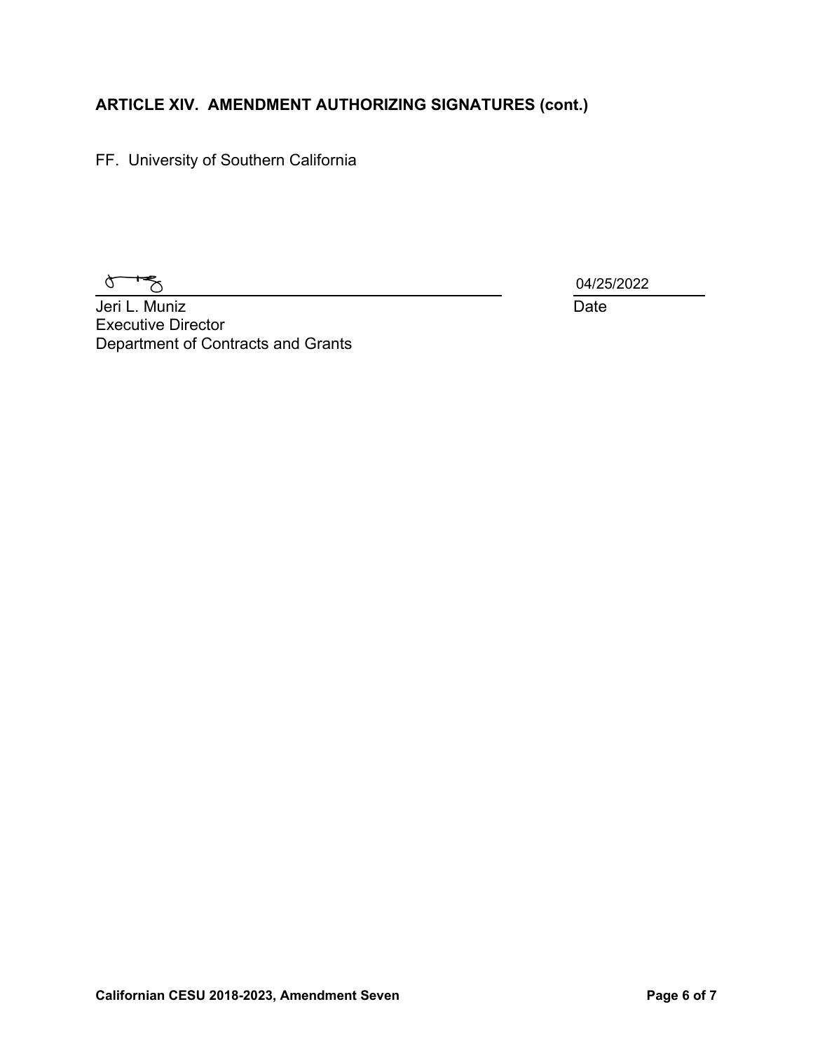**ARTICLE XIV. AMENDMENT AUTHORIZING SIGNATURES (cont.)**

FF. University of Southern California

_______________________________________ 04/25/2022

Jeri L. Muniz Date

Executive Director

Department of Contracts and Grants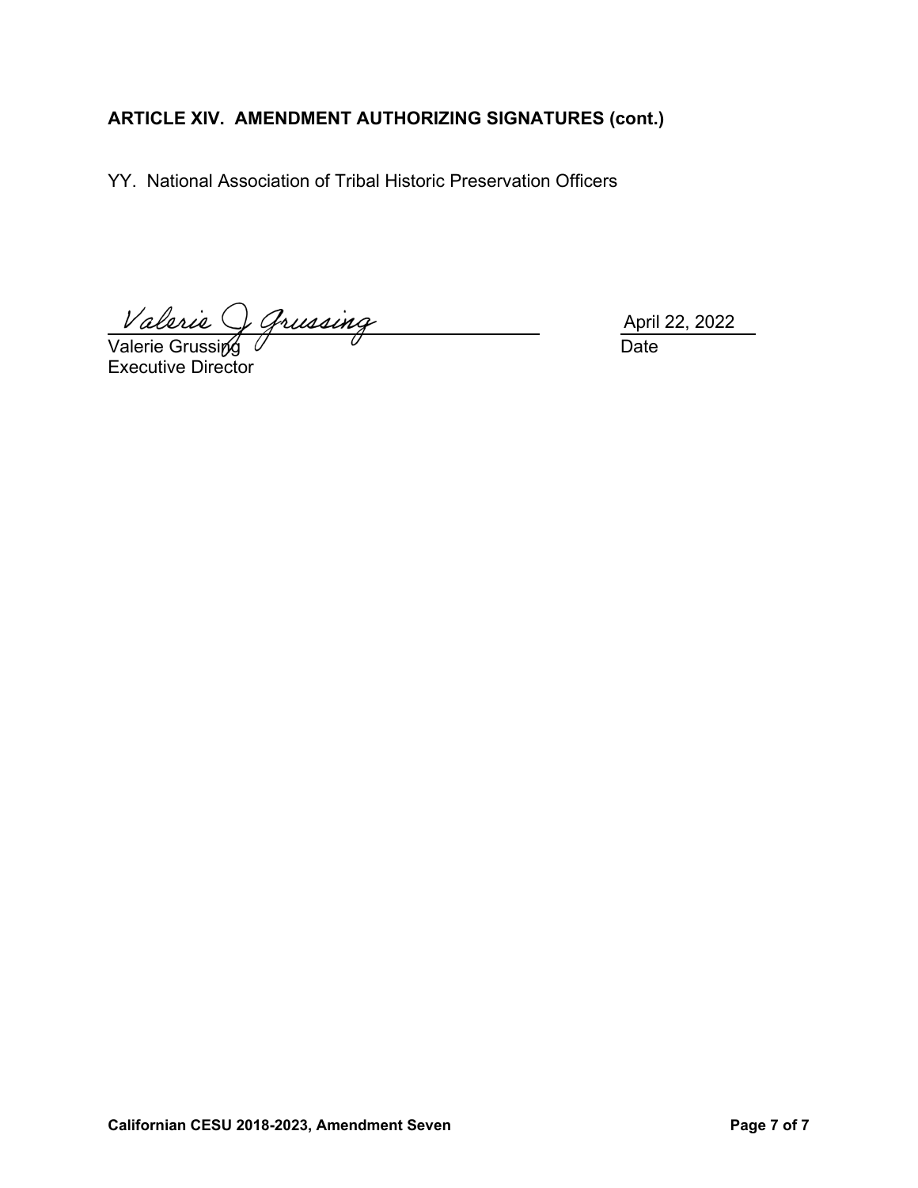## ARTICLE XIV. AMENDMENT AUTHORIZING SIGNATURES (cont.)

YY. National Association of Tribal Historic Preservation Officers

Valerie J Grussing

Valerie Grussing
Executive Director

April 22, 2022
Date